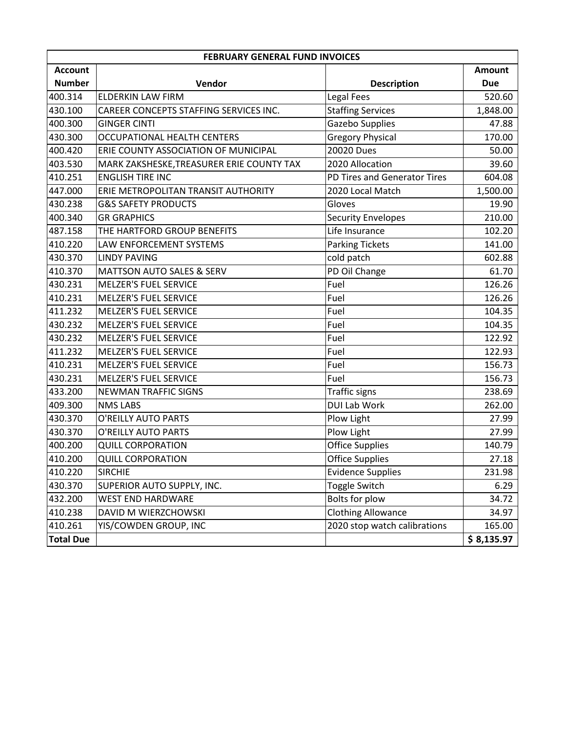| FEBRUARY GENERAL FUND INVOICES | | | |
|---|---|---|---|
| **Account Number** | **Vendor** | **Description** | **Amount Due** |
| 400.314 | ELDERKIN LAW FIRM | Legal Fees | 520.60 |
| 430.100 | CAREER CONCEPTS STAFFING SERVICES INC. | Staffing Services | 1,848.00 |
| 400.300 | GINGER CINTI | Gazebo Supplies | 47.88 |
| 430.300 | OCCUPATIONAL HEALTH CENTERS | Gregory Physical | 170.00 |
| 400.420 | ERIE COUNTY ASSOCIATION OF MUNICIPAL | 20020 Dues | 50.00 |
| 403.530 | MARK ZAKSHESKE,TREASURER ERIE COUNTY TAX | 2020 Allocation | 39.60 |
| 410.251 | ENGLISH TIRE INC | PD Tires and Generator Tires | 604.08 |
| 447.000 | ERIE METROPOLITAN TRANSIT AUTHORITY | 2020 Local Match | 1,500.00 |
| 430.238 | G&S SAFETY PRODUCTS | Gloves | 19.90 |
| 400.340 | GR GRAPHICS | Security Envelopes | 210.00 |
| 487.158 | THE HARTFORD GROUP BENEFITS | Life Insurance | 102.20 |
| 410.220 | LAW ENFORCEMENT SYSTEMS | Parking Tickets | 141.00 |
| 430.370 | LINDY PAVING | cold patch | 602.88 |
| 410.370 | MATTSON AUTO SALES & SERV | PD Oil Change | 61.70 |
| 430.231 | MELZER'S FUEL SERVICE | Fuel | 126.26 |
| 410.231 | MELZER'S FUEL SERVICE | Fuel | 126.26 |
| 411.232 | MELZER'S FUEL SERVICE | Fuel | 104.35 |
| 430.232 | MELZER'S FUEL SERVICE | Fuel | 104.35 |
| 430.232 | MELZER'S FUEL SERVICE | Fuel | 122.92 |
| 411.232 | MELZER'S FUEL SERVICE | Fuel | 122.93 |
| 410.231 | MELZER'S FUEL SERVICE | Fuel | 156.73 |
| 430.231 | MELZER'S FUEL SERVICE | Fuel | 156.73 |
| 433.200 | NEWMAN TRAFFIC SIGNS | Traffic signs | 238.69 |
| 409.300 | NMS LABS | DUI Lab Work | 262.00 |
| 430.370 | O'REILLY AUTO PARTS | Plow Light | 27.99 |
| 430.370 | O'REILLY AUTO PARTS | Plow Light | 27.99 |
| 400.200 | QUILL CORPORATION | Office Supplies | 140.79 |
| 410.200 | QUILL CORPORATION | Office Supplies | 27.18 |
| 410.220 | SIRCHIE | Evidence Supplies | 231.98 |
| 430.370 | SUPERIOR AUTO SUPPLY, INC. | Toggle Switch | 6.29 |
| 432.200 | WEST END HARDWARE | Bolts for plow | 34.72 |
| 410.238 | DAVID M WIERZCHOWSKI | Clothing Allowance | 34.97 |
| 410.261 | YIS/COWDEN GROUP, INC | 2020 stop watch calibrations | 165.00 |
| **Total Due** | | | **$ 8,135.97** |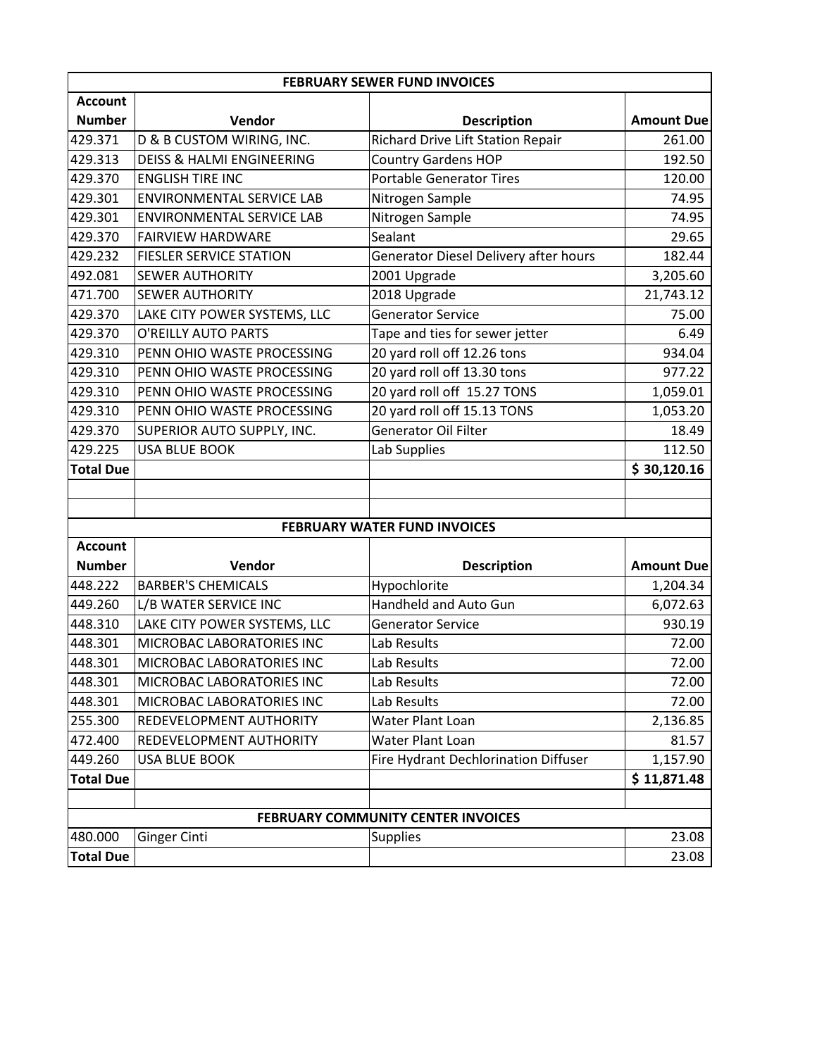| FEBRUARY SEWER FUND INVOICES | | | |
|---|---|---|---|
| **Account Number** | **Vendor** | **Description** | **Amount Due** |
| 429.371 | D & B CUSTOM WIRING, INC. | Richard Drive Lift Station Repair | 261.00 |
| 429.313 | DEISS & HALMI ENGINEERING | Country Gardens HOP | 192.50 |
| 429.370 | ENGLISH TIRE INC | Portable Generator Tires | 120.00 |
| 429.301 | ENVIRONMENTAL SERVICE LAB | Nitrogen Sample | 74.95 |
| 429.301 | ENVIRONMENTAL SERVICE LAB | Nitrogen Sample | 74.95 |
| 429.370 | FAIRVIEW HARDWARE | Sealant | 29.65 |
| 429.232 | FIESLER SERVICE STATION | Generator Diesel Delivery after hours | 182.44 |
| 492.081 | SEWER AUTHORITY | 2001 Upgrade | 3,205.60 |
| 471.700 | SEWER AUTHORITY | 2018 Upgrade | 21,743.12 |
| 429.370 | LAKE CITY POWER SYSTEMS, LLC | Generator Service | 75.00 |
| 429.370 | O'REILLY AUTO PARTS | Tape and ties for sewer jetter | 6.49 |
| 429.310 | PENN OHIO WASTE PROCESSING | 20 yard roll off 12.26 tons | 934.04 |
| 429.310 | PENN OHIO WASTE PROCESSING | 20 yard roll off 13.30 tons | 977.22 |
| 429.310 | PENN OHIO WASTE PROCESSING | 20 yard roll off 15.27 TONS | 1,059.01 |
| 429.310 | PENN OHIO WASTE PROCESSING | 20 yard roll off 15.13 TONS | 1,053.20 |
| 429.370 | SUPERIOR AUTO SUPPLY, INC. | Generator Oil Filter | 18.49 |
| 429.225 | USA BLUE BOOK | Lab Supplies | 112.50 |
| **Total Due** | | | **$ 30,120.16** |

| FEBRUARY WATER FUND INVOICES | | | |
|---|---|---|---|
| **Account Number** | **Vendor** | **Description** | **Amount Due** |
| 448.222 | BARBER'S CHEMICALS | Hypochlorite | 1,204.34 |
| 449.260 | L/B WATER SERVICE INC | Handheld and Auto Gun | 6,072.63 |
| 448.310 | LAKE CITY POWER SYSTEMS, LLC | Generator Service | 930.19 |
| 448.301 | MICROBAC LABORATORIES INC | Lab Results | 72.00 |
| 448.301 | MICROBAC LABORATORIES INC | Lab Results | 72.00 |
| 448.301 | MICROBAC LABORATORIES INC | Lab Results | 72.00 |
| 448.301 | MICROBAC LABORATORIES INC | Lab Results | 72.00 |
| 255.300 | REDEVELOPMENT AUTHORITY | Water Plant Loan | 2,136.85 |
| 472.400 | REDEVELOPMENT AUTHORITY | Water Plant Loan | 81.57 |
| 449.260 | USA BLUE BOOK | Fire Hydrant Dechlorination Diffuser | 1,157.90 |
| **Total Due** | | | **$ 11,871.48** |

| FEBRUARY COMMUNITY CENTER INVOICES | | | |
|---|---|---|---|
| 480.000 | Ginger Cinti | Supplies | 23.08 |
| **Total Due** | | | 23.08 |